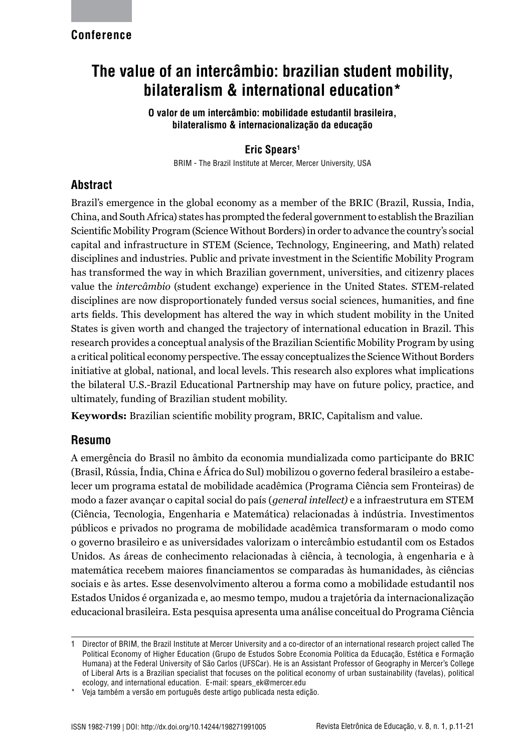**Conference**

# The value of an intercâmbio: brazilian student mobility, bilateralism & international education*

**O valor de um intercâmbio: mobilidade estudantil brasileira, bilateralismo & internacionalização da educação**

**Eric Spears[1]**

BRIM - The Brazil Institute at Mercer, Mercer University, USA

## Abstract

Brazil's emergence in the global economy as a member of the BRIC (Brazil, Russia, India, China, and South Africa) states has prompted the federal government to establish the Brazilian Scientific Mobility Program (Science Without Borders) in order to advance the country's social capital and infrastructure in STEM (Science, Technology, Engineering, and Math) related disciplines and industries. Public and private investment in the Scientific Mobility Program has transformed the way in which Brazilian government, universities, and citizenry places value the *intercâmbio* (student exchange) experience in the United States. STEM-related disciplines are now disproportionately funded versus social sciences, humanities, and fine arts fields. This development has altered the way in which student mobility in the United States is given worth and changed the trajectory of international education in Brazil. This research provides a conceptual analysis of the Brazilian Scientific Mobility Program by using a critical political economy perspective. The essay conceptualizes the Science Without Borders initiative at global, national, and local levels. This research also explores what implications the bilateral U.S.-Brazil Educational Partnership may have on future policy, practice, and ultimately, funding of Brazilian student mobility.

**Keywords:** Brazilian scientific mobility program, BRIC, Capitalism and value.

## Resumo

A emergência do Brasil no âmbito da economia mundializada como participante do BRIC (Brasil, Rússia, Índia, China e África do Sul) mobilizou o governo federal brasileiro a estabelecer um programa estatal de mobilidade acadêmica (Programa Ciência sem Fronteiras) de modo a fazer avançar o capital social do país (*general intellect)* e a infraestrutura em STEM (Ciência, Tecnologia, Engenharia e Matemática) relacionadas à indústria. Investimentos públicos e privados no programa de mobilidade acadêmica transformaram o modo como o governo brasileiro e as universidades valorizam o intercâmbio estudantil com os Estados Unidos. As áreas de conhecimento relacionadas à ciência, à tecnologia, à engenharia e à matemática recebem maiores financiamentos se comparadas às humanidades, às ciências sociais e às artes. Esse desenvolvimento alterou a forma como a mobilidade estudantil nos Estados Unidos é organizada e, ao mesmo tempo, mudou a trajetória da internacionalização educacional brasileira. Esta pesquisa apresenta uma análise conceitual do Programa Ciência

---

1 Director of BRIM, the Brazil Institute at Mercer University and a co-director of an international research project called The Political Economy of Higher Education (Grupo de Estudos Sobre Economia Política da Educação, Estética e Formação Humana) at the Federal University of São Carlos (UFSCar). He is an Assistant Professor of Geography in Mercer's College of Liberal Arts is a Brazilian specialist that focuses on the political economy of urban sustainability (favelas), political ecology, and international education. E-mail: spears_ek@mercer.edu

* Veja também a versão em português deste artigo publicada nesta edição.

ISSN 1982-7199 | DOI: http://dx.doi.org/10.14244/198271991005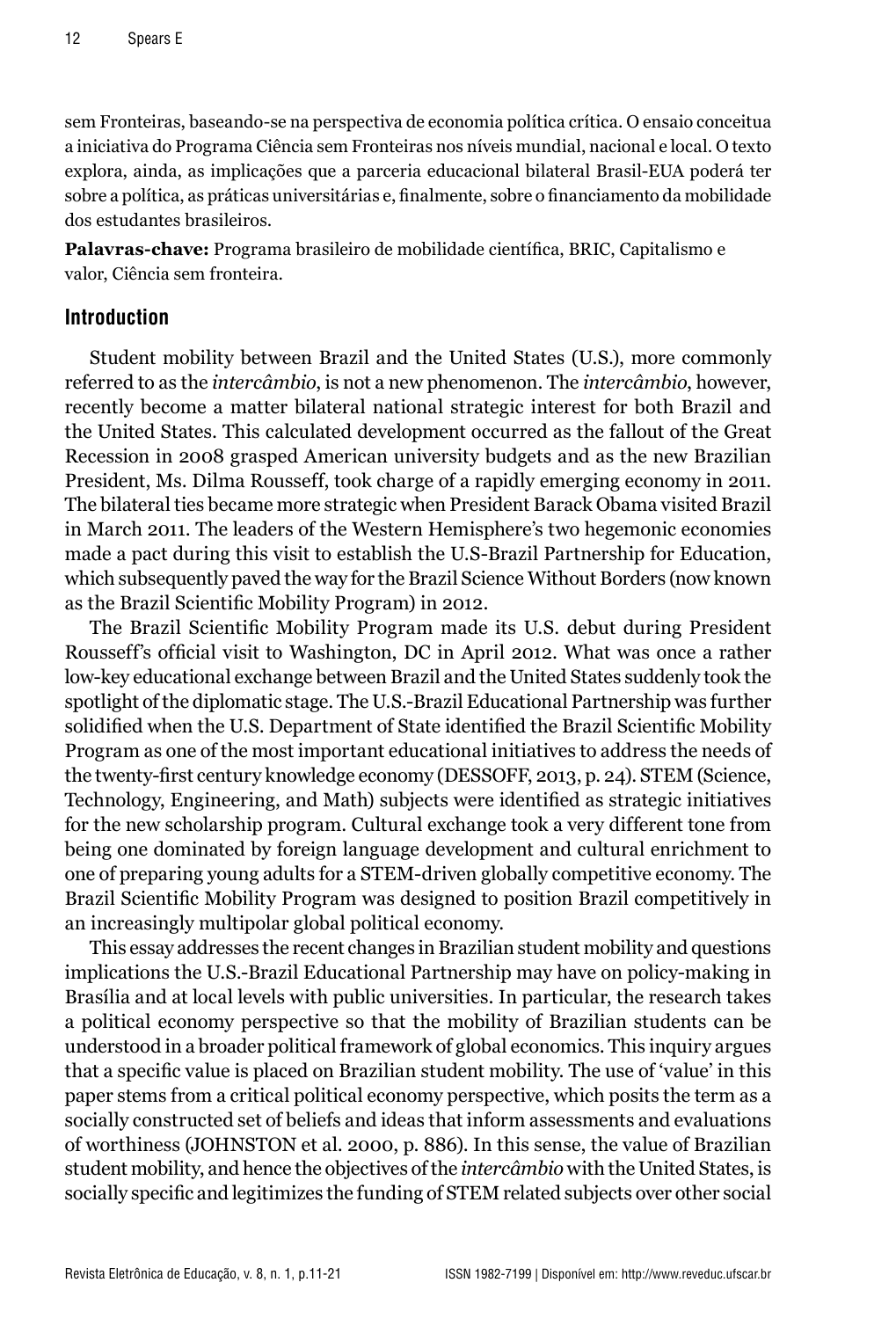sem Fronteiras, baseando-se na perspectiva de economia política crítica. O ensaio conceitua a iniciativa do Programa Ciência sem Fronteiras nos níveis mundial, nacional e local. O texto explora, ainda, as implicações que a parceria educacional bilateral Brasil-EUA poderá ter sobre a política, as práticas universitárias e, finalmente, sobre o financiamento da mobilidade dos estudantes brasileiros.

**Palavras-chave:** Programa brasileiro de mobilidade científica, BRIC, Capitalismo e valor, Ciência sem fronteira.

## Introduction

Student mobility between Brazil and the United States (U.S.), more commonly referred to as the *intercâmbio*, is not a new phenomenon. The *intercâmbio*, however, recently become a matter bilateral national strategic interest for both Brazil and the United States. This calculated development occurred as the fallout of the Great Recession in 2008 grasped American university budgets and as the new Brazilian President, Ms. Dilma Rousseff, took charge of a rapidly emerging economy in 2011. The bilateral ties became more strategic when President Barack Obama visited Brazil in March 2011. The leaders of the Western Hemisphere's two hegemonic economies made a pact during this visit to establish the U.S-Brazil Partnership for Education, which subsequently paved the way for the Brazil Science Without Borders (now known as the Brazil Scientific Mobility Program) in 2012.

The Brazil Scientific Mobility Program made its U.S. debut during President Rousseff's official visit to Washington, DC in April 2012. What was once a rather low-key educational exchange between Brazil and the United States suddenly took the spotlight of the diplomatic stage. The U.S.-Brazil Educational Partnership was further solidified when the U.S. Department of State identified the Brazil Scientific Mobility Program as one of the most important educational initiatives to address the needs of the twenty-first century knowledge economy (DESSOFF, 2013, p. 24). STEM (Science, Technology, Engineering, and Math) subjects were identified as strategic initiatives for the new scholarship program. Cultural exchange took a very different tone from being one dominated by foreign language development and cultural enrichment to one of preparing young adults for a STEM-driven globally competitive economy. The Brazil Scientific Mobility Program was designed to position Brazil competitively in an increasingly multipolar global political economy.

This essay addresses the recent changes in Brazilian student mobility and questions implications the U.S.-Brazil Educational Partnership may have on policy-making in Brasília and at local levels with public universities. In particular, the research takes a political economy perspective so that the mobility of Brazilian students can be understood in a broader political framework of global economics. This inquiry argues that a specific value is placed on Brazilian student mobility. The use of 'value' in this paper stems from a critical political economy perspective, which posits the term as a socially constructed set of beliefs and ideas that inform assessments and evaluations of worthiness (JOHNSTON et al. 2000, p. 886). In this sense, the value of Brazilian student mobility, and hence the objectives of the *intercâmbio* with the United States, is socially specific and legitimizes the funding of STEM related subjects over other social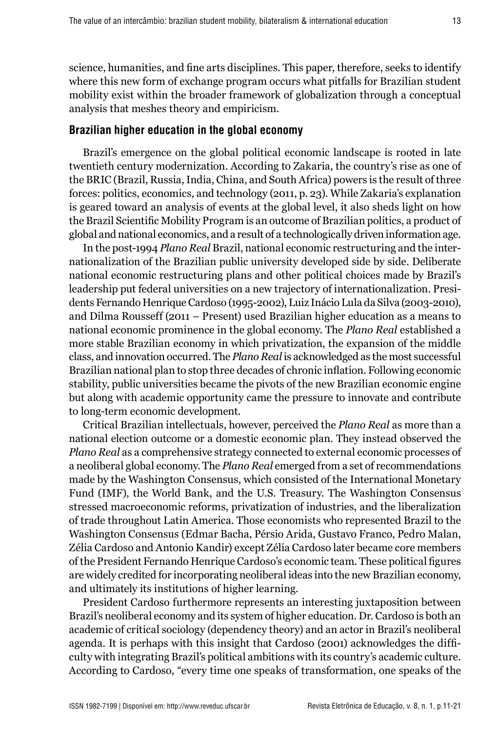science, humanities, and fine arts disciplines. This paper, therefore, seeks to identify where this new form of exchange program occurs what pitfalls for Brazilian student mobility exist within the broader framework of globalization through a conceptual analysis that meshes theory and empiricism.

## Brazilian higher education in the global economy

Brazil's emergence on the global political economic landscape is rooted in late twentieth century modernization. According to Zakaria, the country's rise as one of the BRIC (Brazil, Russia, India, China, and South Africa) powers is the result of three forces: politics, economics, and technology (2011, p. 23). While Zakaria's explanation is geared toward an analysis of events at the global level, it also sheds light on how the Brazil Scientific Mobility Program is an outcome of Brazilian politics, a product of global and national economics, and a result of a technologically driven information age.

In the post-1994 *Plano Real* Brazil, national economic restructuring and the internationalization of the Brazilian public university developed side by side. Deliberate national economic restructuring plans and other political choices made by Brazil's leadership put federal universities on a new trajectory of internationalization. Presidents Fernando Henrique Cardoso (1995-2002), Luiz Inácio Lula da Silva (2003-2010), and Dilma Rousseff (2011 – Present) used Brazilian higher education as a means to national economic prominence in the global economy. The *Plano Real* established a more stable Brazilian economy in which privatization, the expansion of the middle class, and innovation occurred. The *Plano Real* is acknowledged as the most successful Brazilian national plan to stop three decades of chronic inflation. Following economic stability, public universities became the pivots of the new Brazilian economic engine but along with academic opportunity came the pressure to innovate and contribute to long-term economic development.

Critical Brazilian intellectuals, however, perceived the *Plano Real* as more than a national election outcome or a domestic economic plan. They instead observed the *Plano Real* as a comprehensive strategy connected to external economic processes of a neoliberal global economy. The *Plano Real* emerged from a set of recommendations made by the Washington Consensus, which consisted of the International Monetary Fund (IMF), the World Bank, and the U.S. Treasury. The Washington Consensus stressed macroeconomic reforms, privatization of industries, and the liberalization of trade throughout Latin America. Those economists who represented Brazil to the Washington Consensus (Edmar Bacha, Pérsio Arida, Gustavo Franco, Pedro Malan, Zélia Cardoso and Antonio Kandir) except Zélia Cardoso later became core members of the President Fernando Henrique Cardoso's economic team. These political figures are widely credited for incorporating neoliberal ideas into the new Brazilian economy, and ultimately its institutions of higher learning.

President Cardoso furthermore represents an interesting juxtaposition between Brazil's neoliberal economy and its system of higher education. Dr. Cardoso is both an academic of critical sociology (dependency theory) and an actor in Brazil's neoliberal agenda. It is perhaps with this insight that Cardoso (2001) acknowledges the difficulty with integrating Brazil's political ambitions with its country's academic culture. According to Cardoso, "every time one speaks of transformation, one speaks of the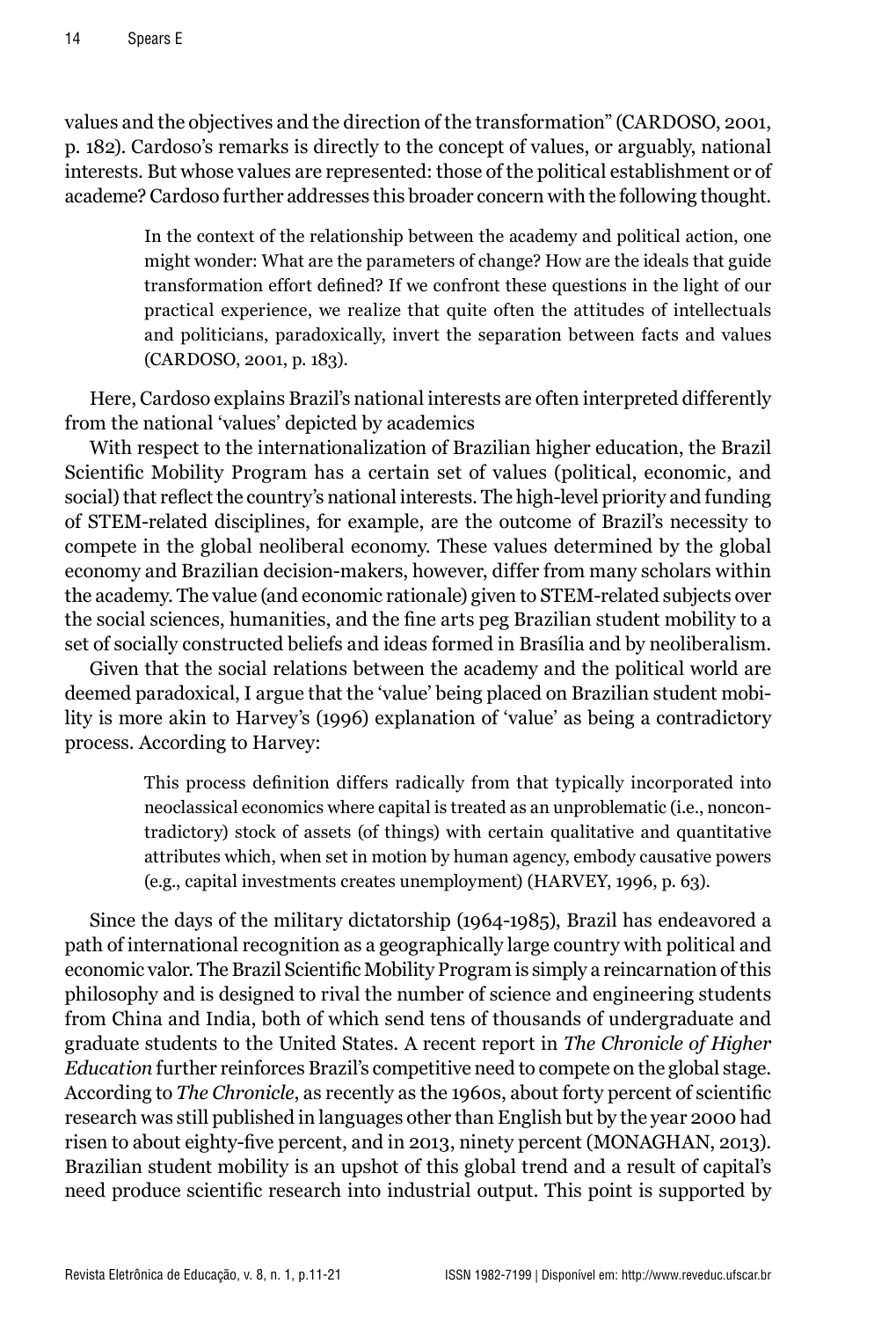values and the objectives and the direction of the transformation" (CARDOSO, 2001, p. 182). Cardoso's remarks is directly to the concept of values, or arguably, national interests. But whose values are represented: those of the political establishment or of academe? Cardoso further addresses this broader concern with the following thought.

> In the context of the relationship between the academy and political action, one might wonder: What are the parameters of change? How are the ideals that guide transformation effort defined? If we confront these questions in the light of our practical experience, we realize that quite often the attitudes of intellectuals and politicians, paradoxically, invert the separation between facts and values (CARDOSO, 2001, p. 183).

Here, Cardoso explains Brazil's national interests are often interpreted differently from the national 'values' depicted by academics

With respect to the internationalization of Brazilian higher education, the Brazil Scientific Mobility Program has a certain set of values (political, economic, and social) that reflect the country's national interests. The high-level priority and funding of STEM-related disciplines, for example, are the outcome of Brazil's necessity to compete in the global neoliberal economy. These values determined by the global economy and Brazilian decision-makers, however, differ from many scholars within the academy. The value (and economic rationale) given to STEM-related subjects over the social sciences, humanities, and the fine arts peg Brazilian student mobility to a set of socially constructed beliefs and ideas formed in Brasília and by neoliberalism.

Given that the social relations between the academy and the political world are deemed paradoxical, I argue that the 'value' being placed on Brazilian student mobility is more akin to Harvey's (1996) explanation of 'value' as being a contradictory process. According to Harvey:

> This process definition differs radically from that typically incorporated into neoclassical economics where capital is treated as an unproblematic (i.e., noncontradictory) stock of assets (of things) with certain qualitative and quantitative attributes which, when set in motion by human agency, embody causative powers (e.g., capital investments creates unemployment) (HARVEY, 1996, p. 63).

Since the days of the military dictatorship (1964-1985), Brazil has endeavored a path of international recognition as a geographically large country with political and economic valor. The Brazil Scientific Mobility Program is simply a reincarnation of this philosophy and is designed to rival the number of science and engineering students from China and India, both of which send tens of thousands of undergraduate and graduate students to the United States. A recent report in *The Chronicle of Higher Education* further reinforces Brazil's competitive need to compete on the global stage. According to *The Chronicle*, as recently as the 1960s, about forty percent of scientific research was still published in languages other than English but by the year 2000 had risen to about eighty-five percent, and in 2013, ninety percent (MONAGHAN, 2013). Brazilian student mobility is an upshot of this global trend and a result of capital's need produce scientific research into industrial output. This point is supported by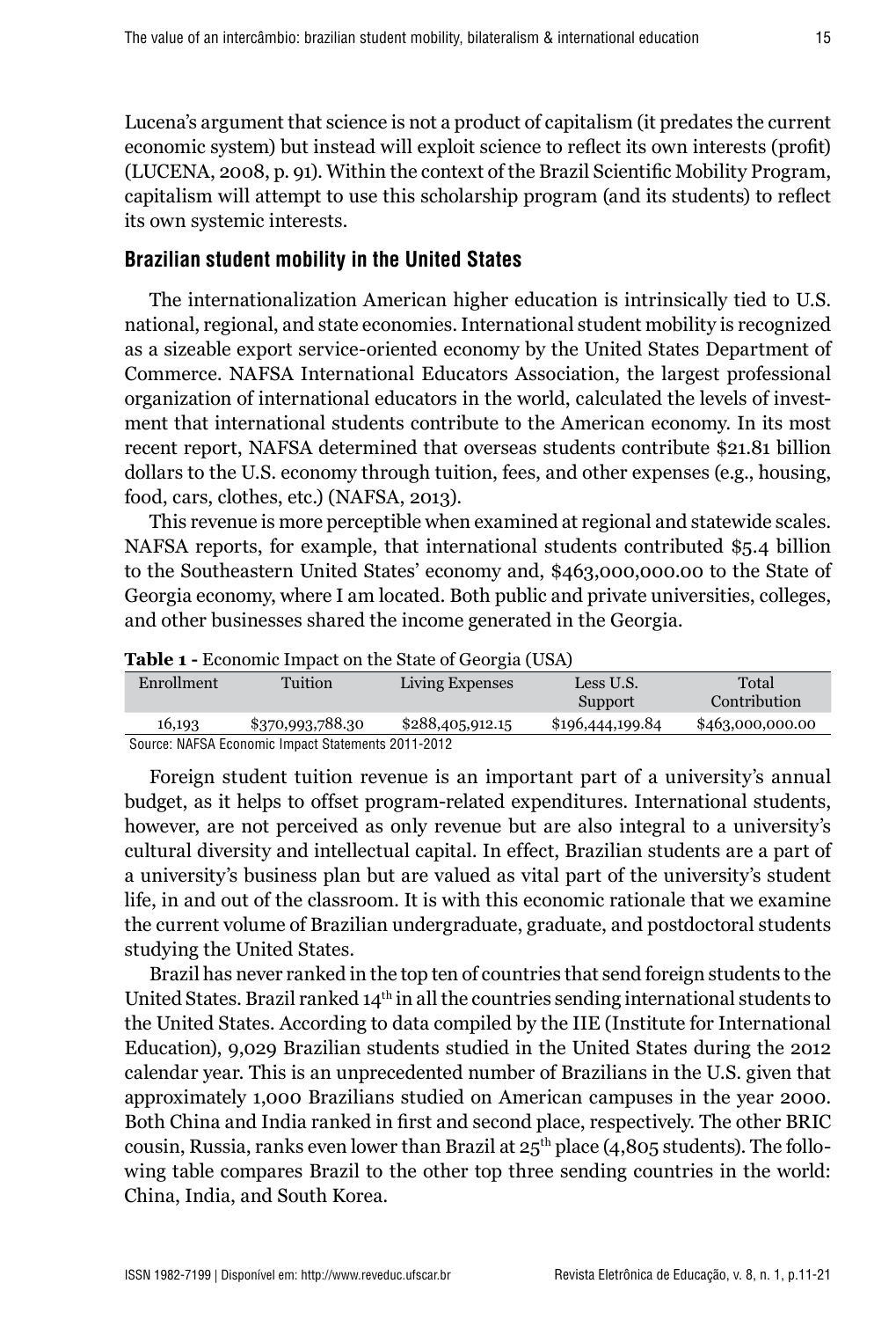Lucena's argument that science is not a product of capitalism (it predates the current economic system) but instead will exploit science to reflect its own interests (profit) (LUCENA, 2008, p. 91). Within the context of the Brazil Scientific Mobility Program, capitalism will attempt to use this scholarship program (and its students) to reflect its own systemic interests.

## Brazilian student mobility in the United States

The internationalization American higher education is intrinsically tied to U.S. national, regional, and state economies. International student mobility is recognized as a sizeable export service-oriented economy by the United States Department of Commerce. NAFSA International Educators Association, the largest professional organization of international educators in the world, calculated the levels of investment that international students contribute to the American economy. In its most recent report, NAFSA determined that overseas students contribute $21.81 billion dollars to the U.S. economy through tuition, fees, and other expenses (e.g., housing, food, cars, clothes, etc.) (NAFSA, 2013).

This revenue is more perceptible when examined at regional and statewide scales. NAFSA reports, for example, that international students contributed $5.4 billion to the Southeastern United States' economy and, $463,000,000.00 to the State of Georgia economy, where I am located. Both public and private universities, colleges, and other businesses shared the income generated in the Georgia.

**Table 1 -** Economic Impact on the State of Georgia (USA)

| Enrollment | Tuition | Living Expenses | Less U.S. Support | Total Contribution |
|---|---|---|---|---|
| 16,193 | $370,993,788.30 | $288,405,912.15 | $196,444,199.84 | $463,000,000.00 |

Source: NAFSA Economic Impact Statements 2011-2012

Foreign student tuition revenue is an important part of a university's annual budget, as it helps to offset program-related expenditures. International students, however, are not perceived as only revenue but are also integral to a university's cultural diversity and intellectual capital. In effect, Brazilian students are a part of a university's business plan but are valued as vital part of the university's student life, in and out of the classroom. It is with this economic rationale that we examine the current volume of Brazilian undergraduate, graduate, and postdoctoral students studying the United States.

Brazil has never ranked in the top ten of countries that send foreign students to the United States. Brazil ranked 14th in all the countries sending international students to the United States. According to data compiled by the IIE (Institute for International Education), 9,029 Brazilian students studied in the United States during the 2012 calendar year. This is an unprecedented number of Brazilians in the U.S. given that approximately 1,000 Brazilians studied on American campuses in the year 2000. Both China and India ranked in first and second place, respectively. The other BRIC cousin, Russia, ranks even lower than Brazil at 25th place (4,805 students). The following table compares Brazil to the other top three sending countries in the world: China, India, and South Korea.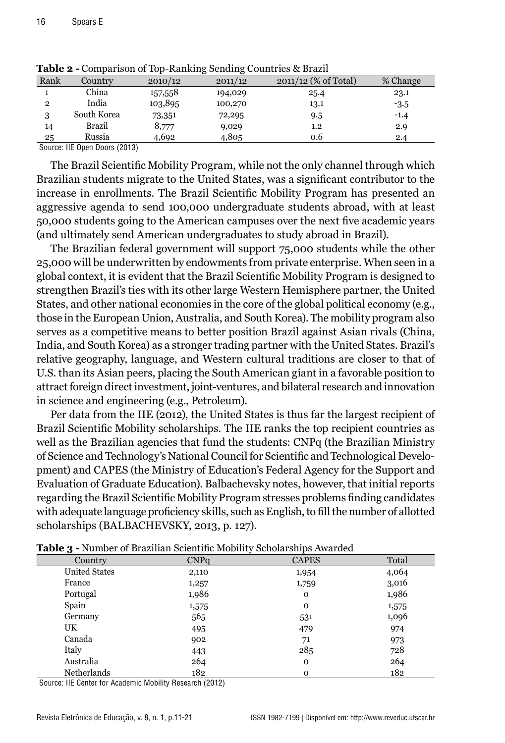**Table 2 -** Comparison of Top-Ranking Sending Countries & Brazil

| Rank | Country | 2010/12 | 2011/12 | 2011/12 (% of Total) | % Change |
|---|---|---|---|---|---|
| 1 | China | 157,558 | 194,029 | 25.4 | 23.1 |
| 2 | India | 103,895 | 100,270 | 13.1 | -3.5 |
| 3 | South Korea | 73,351 | 72,295 | 9.5 | -1.4 |
| 14 | Brazil | 8,777 | 9,029 | 1.2 | 2.9 |
| 25 | Russia | 4,692 | 4,805 | 0.6 | 2.4 |

Source: IIE Open Doors (2013)

The Brazil Scientific Mobility Program, while not the only channel through which Brazilian students migrate to the United States, was a significant contributor to the increase in enrollments. The Brazil Scientific Mobility Program has presented an aggressive agenda to send 100,000 undergraduate students abroad, with at least 50,000 students going to the American campuses over the next five academic years (and ultimately send American undergraduates to study abroad in Brazil).

The Brazilian federal government will support 75,000 students while the other 25,000 will be underwritten by endowments from private enterprise. When seen in a global context, it is evident that the Brazil Scientific Mobility Program is designed to strengthen Brazil's ties with its other large Western Hemisphere partner, the United States, and other national economies in the core of the global political economy (e.g., those in the European Union, Australia, and South Korea). The mobility program also serves as a competitive means to better position Brazil against Asian rivals (China, India, and South Korea) as a stronger trading partner with the United States. Brazil's relative geography, language, and Western cultural traditions are closer to that of U.S. than its Asian peers, placing the South American giant in a favorable position to attract foreign direct investment, joint-ventures, and bilateral research and innovation in science and engineering (e.g., Petroleum).

Per data from the IIE (2012), the United States is thus far the largest recipient of Brazil Scientific Mobility scholarships. The IIE ranks the top recipient countries as well as the Brazilian agencies that fund the students: CNPq (the Brazilian Ministry of Science and Technology's National Council for Scientific and Technological Development) and CAPES (the Ministry of Education's Federal Agency for the Support and Evaluation of Graduate Education). Balbachevsky notes, however, that initial reports regarding the Brazil Scientific Mobility Program stresses problems finding candidates with adequate language proficiency skills, such as English, to fill the number of allotted scholarships (BALBACHEVSKY, 2013, p. 127).

**Table 3 -** Number of Brazilian Scientific Mobility Scholarships Awarded

| Country | CNPq | CAPES | Total |
|---|---|---|---|
| United States | 2,110 | 1,954 | 4,064 |
| France | 1,257 | 1,759 | 3,016 |
| Portugal | 1,986 | 0 | 1,986 |
| Spain | 1,575 | 0 | 1,575 |
| Germany | 565 | 531 | 1,096 |
| UK | 495 | 479 | 974 |
| Canada | 902 | 71 | 973 |
| Italy | 443 | 285 | 728 |
| Australia | 264 | 0 | 264 |
| Netherlands | 182 | 0 | 182 |

Source: IIE Center for Academic Mobility Research (2012)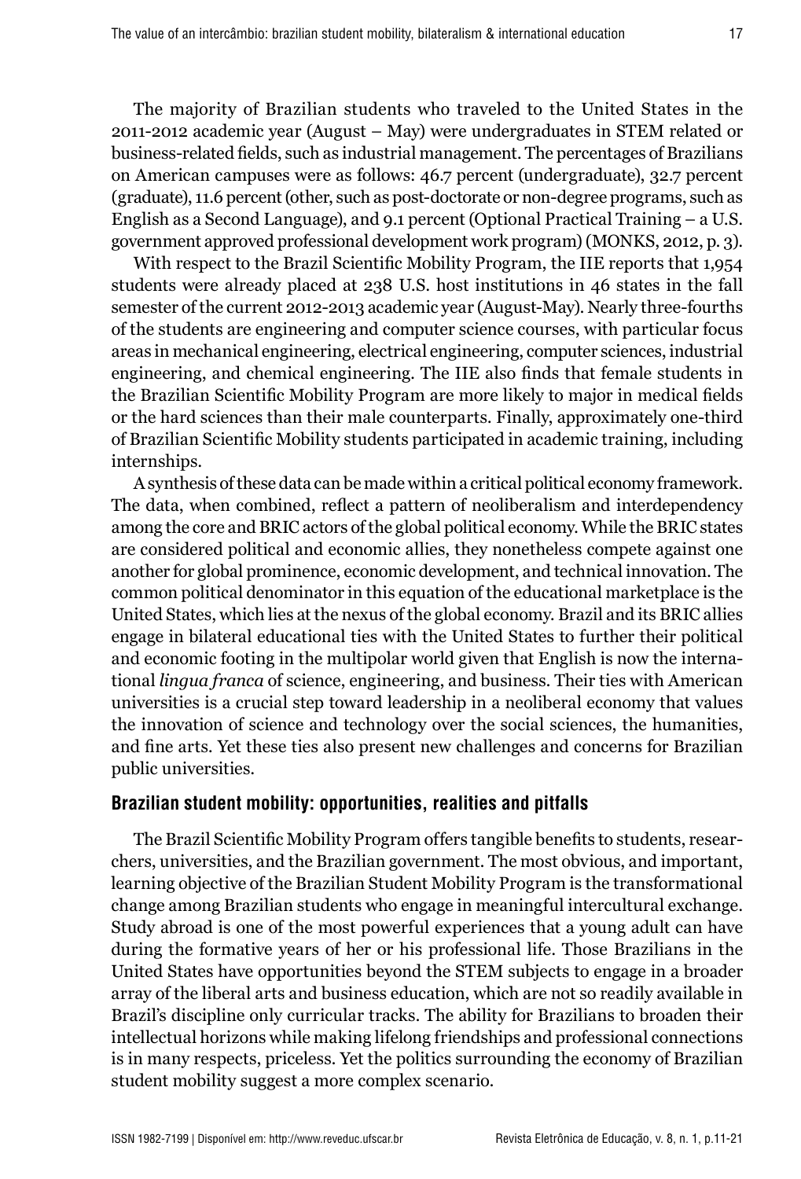The majority of Brazilian students who traveled to the United States in the 2011-2012 academic year (August – May) were undergraduates in STEM related or business-related fields, such as industrial management. The percentages of Brazilians on American campuses were as follows: 46.7 percent (undergraduate), 32.7 percent (graduate), 11.6 percent (other, such as post-doctorate or non-degree programs, such as English as a Second Language), and 9.1 percent (Optional Practical Training – a U.S. government approved professional development work program) (MONKS, 2012, p. 3).

With respect to the Brazil Scientific Mobility Program, the IIE reports that 1,954 students were already placed at 238 U.S. host institutions in 46 states in the fall semester of the current 2012-2013 academic year (August-May). Nearly three-fourths of the students are engineering and computer science courses, with particular focus areas in mechanical engineering, electrical engineering, computer sciences, industrial engineering, and chemical engineering. The IIE also finds that female students in the Brazilian Scientific Mobility Program are more likely to major in medical fields or the hard sciences than their male counterparts. Finally, approximately one-third of Brazilian Scientific Mobility students participated in academic training, including internships.

A synthesis of these data can be made within a critical political economy framework. The data, when combined, reflect a pattern of neoliberalism and interdependency among the core and BRIC actors of the global political economy. While the BRIC states are considered political and economic allies, they nonetheless compete against one another for global prominence, economic development, and technical innovation. The common political denominator in this equation of the educational marketplace is the United States, which lies at the nexus of the global economy. Brazil and its BRIC allies engage in bilateral educational ties with the United States to further their political and economic footing in the multipolar world given that English is now the international *lingua franca* of science, engineering, and business. Their ties with American universities is a crucial step toward leadership in a neoliberal economy that values the innovation of science and technology over the social sciences, the humanities, and fine arts. Yet these ties also present new challenges and concerns for Brazilian public universities.

## Brazilian student mobility: opportunities, realities and pitfalls

The Brazil Scientific Mobility Program offers tangible benefits to students, researchers, universities, and the Brazilian government. The most obvious, and important, learning objective of the Brazilian Student Mobility Program is the transformational change among Brazilian students who engage in meaningful intercultural exchange. Study abroad is one of the most powerful experiences that a young adult can have during the formative years of her or his professional life. Those Brazilians in the United States have opportunities beyond the STEM subjects to engage in a broader array of the liberal arts and business education, which are not so readily available in Brazil's discipline only curricular tracks. The ability for Brazilians to broaden their intellectual horizons while making lifelong friendships and professional connections is in many respects, priceless. Yet the politics surrounding the economy of Brazilian student mobility suggest a more complex scenario.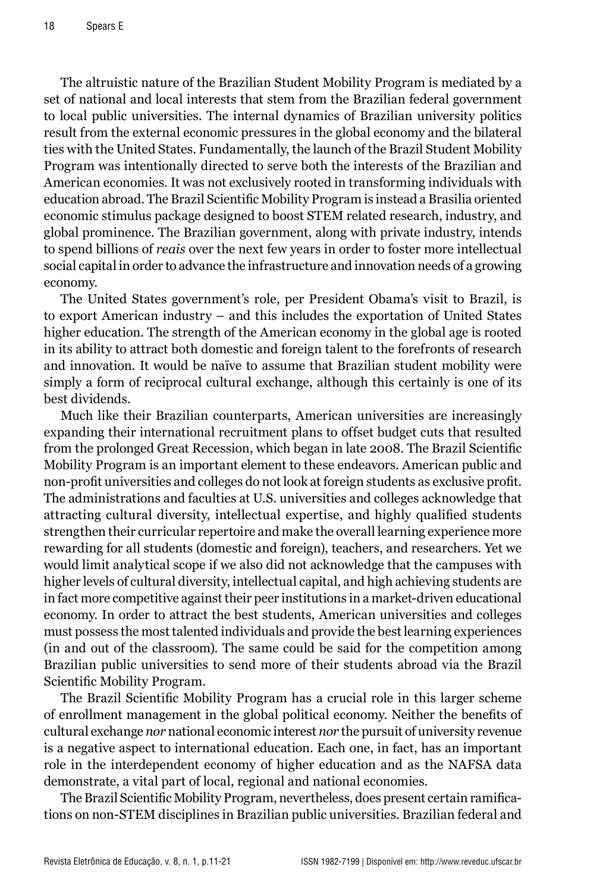The altruistic nature of the Brazilian Student Mobility Program is mediated by a set of national and local interests that stem from the Brazilian federal government to local public universities. The internal dynamics of Brazilian university politics result from the external economic pressures in the global economy and the bilateral ties with the United States. Fundamentally, the launch of the Brazil Student Mobility Program was intentionally directed to serve both the interests of the Brazilian and American economies. It was not exclusively rooted in transforming individuals with education abroad. The Brazil Scientific Mobility Program is instead a Brasilia oriented economic stimulus package designed to boost STEM related research, industry, and global prominence. The Brazilian government, along with private industry, intends to spend billions of *reais* over the next few years in order to foster more intellectual social capital in order to advance the infrastructure and innovation needs of a growing economy.

The United States government's role, per President Obama's visit to Brazil, is to export American industry – and this includes the exportation of United States higher education. The strength of the American economy in the global age is rooted in its ability to attract both domestic and foreign talent to the forefronts of research and innovation. It would be naïve to assume that Brazilian student mobility were simply a form of reciprocal cultural exchange, although this certainly is one of its best dividends.

Much like their Brazilian counterparts, American universities are increasingly expanding their international recruitment plans to offset budget cuts that resulted from the prolonged Great Recession, which began in late 2008. The Brazil Scientific Mobility Program is an important element to these endeavors. American public and non-profit universities and colleges do not look at foreign students as exclusive profit. The administrations and faculties at U.S. universities and colleges acknowledge that attracting cultural diversity, intellectual expertise, and highly qualified students strengthen their curricular repertoire and make the overall learning experience more rewarding for all students (domestic and foreign), teachers, and researchers. Yet we would limit analytical scope if we also did not acknowledge that the campuses with higher levels of cultural diversity, intellectual capital, and high achieving students are in fact more competitive against their peer institutions in a market-driven educational economy. In order to attract the best students, American universities and colleges must possess the most talented individuals and provide the best learning experiences (in and out of the classroom). The same could be said for the competition among Brazilian public universities to send more of their students abroad via the Brazil Scientific Mobility Program.

The Brazil Scientific Mobility Program has a crucial role in this larger scheme of enrollment management in the global political economy. Neither the benefits of cultural exchange *nor* national economic interest *nor* the pursuit of university revenue is a negative aspect to international education. Each one, in fact, has an important role in the interdependent economy of higher education and as the NAFSA data demonstrate, a vital part of local, regional and national economies.

The Brazil Scientific Mobility Program, nevertheless, does present certain ramifications on non-STEM disciplines in Brazilian public universities. Brazilian federal and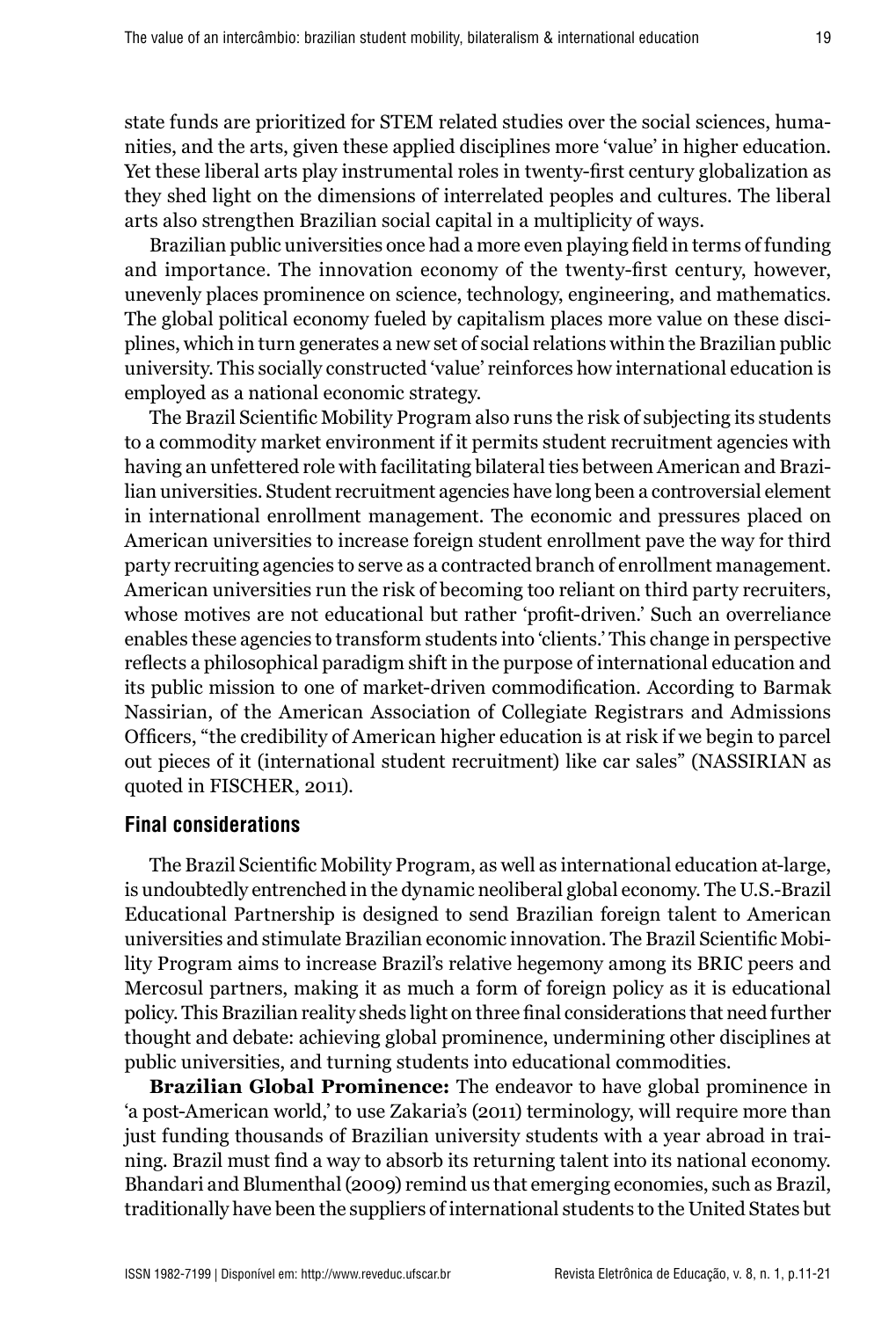state funds are prioritized for STEM related studies over the social sciences, humanities, and the arts, given these applied disciplines more 'value' in higher education. Yet these liberal arts play instrumental roles in twenty-first century globalization as they shed light on the dimensions of interrelated peoples and cultures. The liberal arts also strengthen Brazilian social capital in a multiplicity of ways.

Brazilian public universities once had a more even playing field in terms of funding and importance. The innovation economy of the twenty-first century, however, unevenly places prominence on science, technology, engineering, and mathematics. The global political economy fueled by capitalism places more value on these disciplines, which in turn generates a new set of social relations within the Brazilian public university. This socially constructed 'value' reinforces how international education is employed as a national economic strategy.

The Brazil Scientific Mobility Program also runs the risk of subjecting its students to a commodity market environment if it permits student recruitment agencies with having an unfettered role with facilitating bilateral ties between American and Brazilian universities. Student recruitment agencies have long been a controversial element in international enrollment management. The economic and pressures placed on American universities to increase foreign student enrollment pave the way for third party recruiting agencies to serve as a contracted branch of enrollment management. American universities run the risk of becoming too reliant on third party recruiters, whose motives are not educational but rather 'profit-driven.' Such an overreliance enables these agencies to transform students into 'clients.' This change in perspective reflects a philosophical paradigm shift in the purpose of international education and its public mission to one of market-driven commodification. According to Barmak Nassirian, of the American Association of Collegiate Registrars and Admissions Officers, "the credibility of American higher education is at risk if we begin to parcel out pieces of it (international student recruitment) like car sales" (NASSIRIAN as quoted in FISCHER, 2011).

## Final considerations

The Brazil Scientific Mobility Program, as well as international education at-large, is undoubtedly entrenched in the dynamic neoliberal global economy. The U.S.-Brazil Educational Partnership is designed to send Brazilian foreign talent to American universities and stimulate Brazilian economic innovation. The Brazil Scientific Mobility Program aims to increase Brazil's relative hegemony among its BRIC peers and Mercosul partners, making it as much a form of foreign policy as it is educational policy. This Brazilian reality sheds light on three final considerations that need further thought and debate: achieving global prominence, undermining other disciplines at public universities, and turning students into educational commodities.

**Brazilian Global Prominence:** The endeavor to have global prominence in 'a post-American world,' to use Zakaria's (2011) terminology, will require more than just funding thousands of Brazilian university students with a year abroad in training. Brazil must find a way to absorb its returning talent into its national economy. Bhandari and Blumenthal (2009) remind us that emerging economies, such as Brazil, traditionally have been the suppliers of international students to the United States but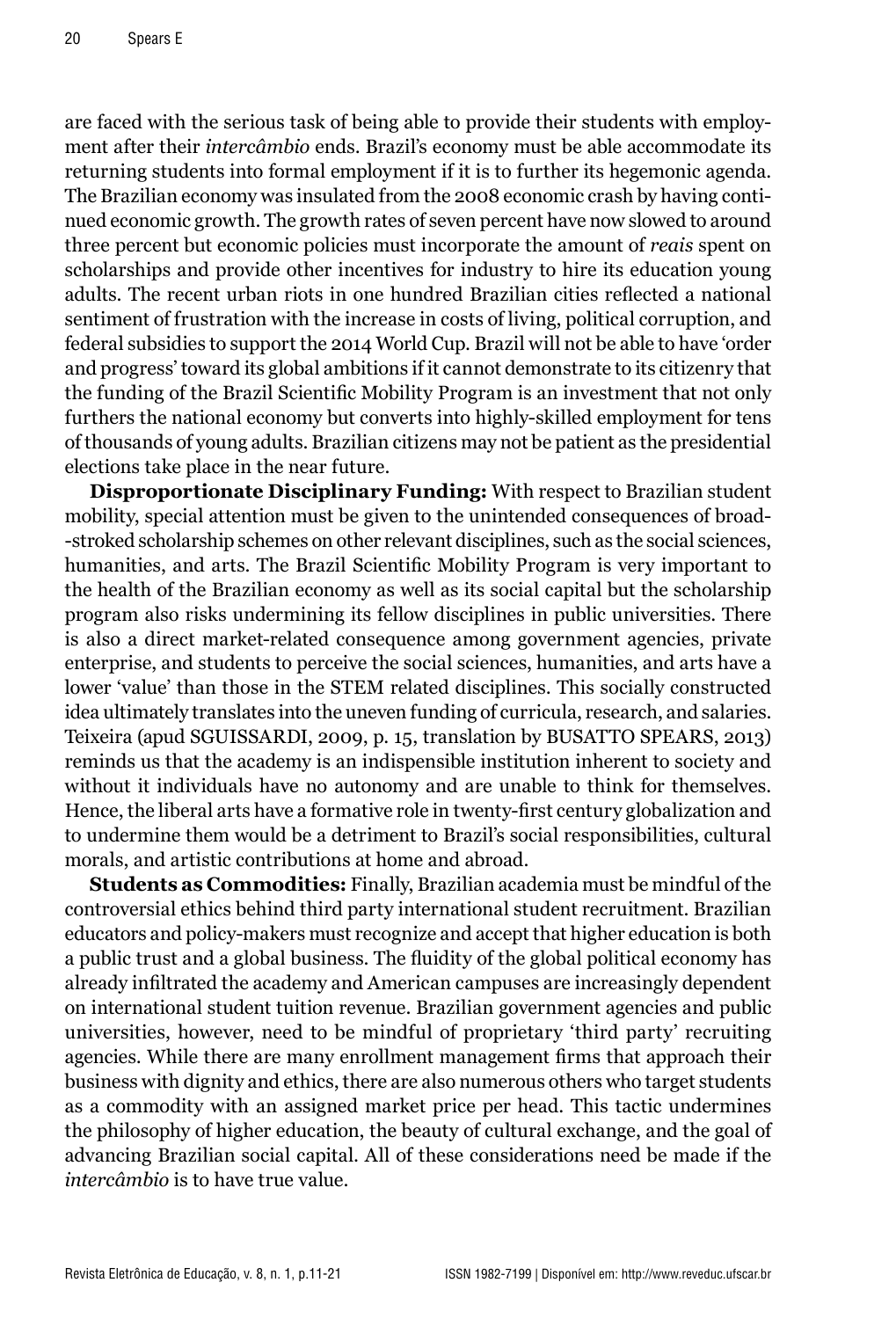are faced with the serious task of being able to provide their students with employment after their *intercâmbio* ends. Brazil's economy must be able accommodate its returning students into formal employment if it is to further its hegemonic agenda. The Brazilian economy was insulated from the 2008 economic crash by having continued economic growth. The growth rates of seven percent have now slowed to around three percent but economic policies must incorporate the amount of *reais* spent on scholarships and provide other incentives for industry to hire its education young adults. The recent urban riots in one hundred Brazilian cities reflected a national sentiment of frustration with the increase in costs of living, political corruption, and federal subsidies to support the 2014 World Cup. Brazil will not be able to have 'order and progress' toward its global ambitions if it cannot demonstrate to its citizenry that the funding of the Brazil Scientific Mobility Program is an investment that not only furthers the national economy but converts into highly-skilled employment for tens of thousands of young adults. Brazilian citizens may not be patient as the presidential elections take place in the near future.

**Disproportionate Disciplinary Funding:** With respect to Brazilian student mobility, special attention must be given to the unintended consequences of broad-stroked scholarship schemes on other relevant disciplines, such as the social sciences, humanities, and arts. The Brazil Scientific Mobility Program is very important to the health of the Brazilian economy as well as its social capital but the scholarship program also risks undermining its fellow disciplines in public universities. There is also a direct market-related consequence among government agencies, private enterprise, and students to perceive the social sciences, humanities, and arts have a lower 'value' than those in the STEM related disciplines. This socially constructed idea ultimately translates into the uneven funding of curricula, research, and salaries. Teixeira (apud SGUISSARDI, 2009, p. 15, translation by BUSATTO SPEARS, 2013) reminds us that the academy is an indispensible institution inherent to society and without it individuals have no autonomy and are unable to think for themselves. Hence, the liberal arts have a formative role in twenty-first century globalization and to undermine them would be a detriment to Brazil's social responsibilities, cultural morals, and artistic contributions at home and abroad.

**Students as Commodities:** Finally, Brazilian academia must be mindful of the controversial ethics behind third party international student recruitment. Brazilian educators and policy-makers must recognize and accept that higher education is both a public trust and a global business. The fluidity of the global political economy has already infiltrated the academy and American campuses are increasingly dependent on international student tuition revenue. Brazilian government agencies and public universities, however, need to be mindful of proprietary 'third party' recruiting agencies. While there are many enrollment management firms that approach their business with dignity and ethics, there are also numerous others who target students as a commodity with an assigned market price per head. This tactic undermines the philosophy of higher education, the beauty of cultural exchange, and the goal of advancing Brazilian social capital. All of these considerations need be made if the *intercâmbio* is to have true value.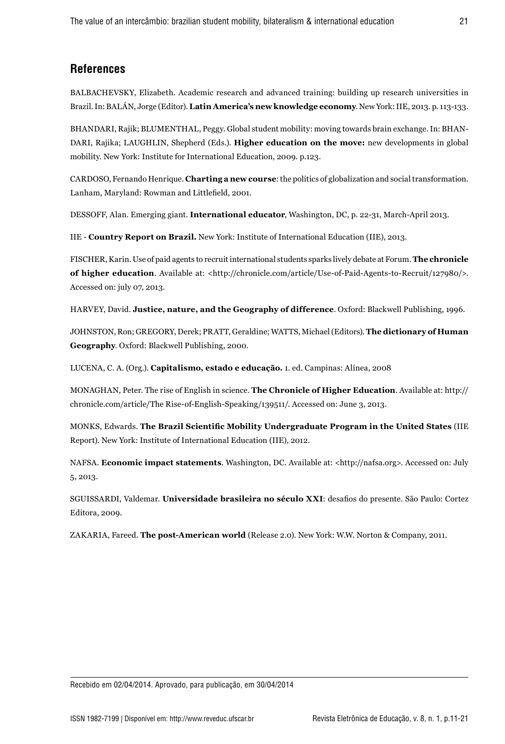## References

BALBACHEVSKY, Elizabeth. Academic research and advanced training: building up research universities in Brazil. In: BALÁN, Jorge (Editor). **Latin America's new knowledge economy**. New York: IIE, 2013. p. 113-133.

BHANDARI, Rajik; BLUMENTHAL, Peggy. Global student mobility: moving towards brain exchange. In: BHANDARI, Rajika; LAUGHLIN, Shepherd (Eds.). **Higher education on the move:** new developments in global mobility. New York: Institute for International Education, 2009. p.123.

CARDOSO, Fernando Henrique. **Charting a new course**: the politics of globalization and social transformation. Lanham, Maryland: Rowman and Littlefield, 2001.

DESSOFF, Alan. Emerging giant. **International educator**, Washington, DC, p. 22-31, March-April 2013.

IIE - **Country Report on Brazil.** New York: Institute of International Education (IIE), 2013.

FISCHER, Karin. Use of paid agents to recruit international students sparks lively debate at Forum. **The chronicle of higher education**. Available at: <http://chronicle.com/article/Use-of-Paid-Agents-to-Recruit/127980/>. Accessed on: july 07, 2013.

HARVEY, David. **Justice, nature, and the Geography of difference**. Oxford: Blackwell Publishing, 1996.

JOHNSTON, Ron; GREGORY, Derek; PRATT, Geraldine; WATTS, Michael (Editors). **The dictionary of Human Geography**. Oxford: Blackwell Publishing, 2000.

LUCENA, C. A. (Org.). **Capitalismo, estado e educação.** 1. ed. Campinas: Alínea, 2008

MONAGHAN, Peter. The rise of English in science. **The Chronicle of Higher Education**. Available at: http://chronicle.com/article/The Rise-of-English-Speaking/139511/. Accessed on: June 3, 2013.

MONKS, Edwards. **The Brazil Scientific Mobility Undergraduate Program in the United States** (IIE Report). New York: Institute of International Education (IIE), 2012.

NAFSA. **Economic impact statements**. Washington, DC. Available at: <http://nafsa.org>. Accessed on: July 5, 2013.

SGUISSARDI, Valdemar. **Universidade brasileira no século XXI**: desafios do presente. São Paulo: Cortez Editora, 2009.

ZAKARIA, Fareed. **The post-American world** (Release 2.0). New York: W.W. Norton & Company, 2011.

Recebido em 02/04/2014. Aprovado, para publicação, em 30/04/2014